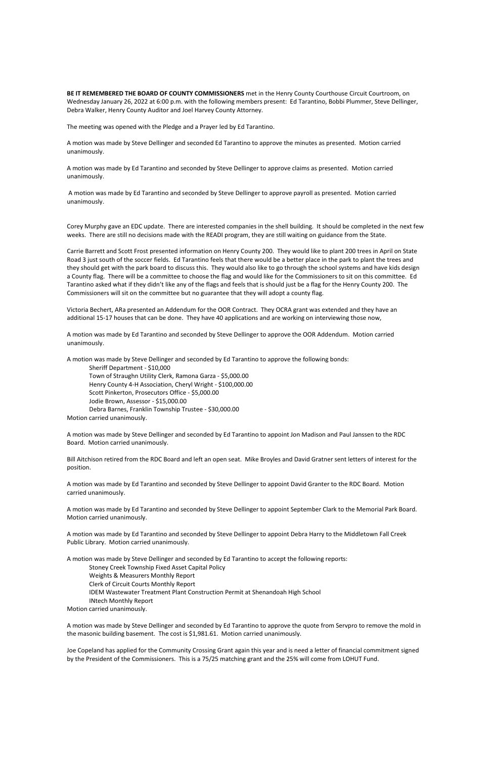**BE IT REMEMBERED THE BOARD OF COUNTY COMMISSIONERS** met in the Henry County Courthouse Circuit Courtroom, on Wednesday January 26, 2022 at 6:00 p.m. with the following members present: Ed Tarantino, Bobbi Plummer, Steve Dellinger, Debra Walker, Henry County Auditor and Joel Harvey County Attorney.

The meeting was opened with the Pledge and a Prayer led by Ed Tarantino.

A motion was made by Steve Dellinger and seconded Ed Tarantino to approve the minutes as presented. Motion carried unanimously.

A motion was made by Ed Tarantino and seconded by Steve Dellinger to approve claims as presented. Motion carried unanimously.

A motion was made by Ed Tarantino and seconded by Steve Dellinger to approve payroll as presented. Motion carried unanimously.

Corey Murphy gave an EDC update. There are interested companies in the shell building. It should be completed in the next few weeks. There are still no decisions made with the READI program, they are still waiting on guidance from the State.

Carrie Barrett and Scott Frost presented information on Henry County 200. They would like to plant 200 trees in April on State Road 3 just south of the soccer fields. Ed Tarantino feels that there would be a better place in the park to plant the trees and they should get with the park board to discuss this. They would also like to go through the school systems and have kids design a County flag. There will be a committee to choose the flag and would like for the Commissioners to sit on this committee. Ed Tarantino asked what if they didn't like any of the flags and feels that is should just be a flag for the Henry County 200. The Commissioners will sit on the committee but no guarantee that they will adopt a county flag.

Victoria Bechert, ARa presented an Addendum for the OOR Contract. They OCRA grant was extended and they have an additional 15-17 houses that can be done. They have 40 applications and are working on interviewing those now,

A motion was made by Ed Tarantino and seconded by Steve Dellinger to approve the OOR Addendum. Motion carried unanimously.

A motion was made by Steve Dellinger and seconded by Ed Tarantino to approve the following bonds:

- Sheriff Department - $10,000
- Town of Straughn Utility Clerk, Ramona Garza - $5,000.00
- Henry County 4-H Association, Cheryl Wright - $100,000.00
- Scott Pinkerton, Prosecutors Office - $5,000.00
- Jodie Brown, Assessor - $15,000.00
- Debra Barnes, Franklin Township Trustee - $30,000.00

Motion carried unanimously.

A motion was made by Steve Dellinger and seconded by Ed Tarantino to appoint Jon Madison and Paul Janssen to the RDC Board. Motion carried unanimously.

Bill Aitchison retired from the RDC Board and left an open seat. Mike Broyles and David Gratner sent letters of interest for the position.

A motion was made by Ed Tarantino and seconded by Steve Dellinger to appoint David Granter to the RDC Board. Motion carried unanimously.

A motion was made by Ed Tarantino and seconded by Steve Dellinger to appoint September Clark to the Memorial Park Board. Motion carried unanimously.

A motion was made by Ed Tarantino and seconded by Steve Dellinger to appoint Debra Harry to the Middletown Fall Creek Public Library. Motion carried unanimously.

A motion was made by Steve Dellinger and seconded by Ed Tarantino to accept the following reports:

- Stoney Creek Township Fixed Asset Capital Policy
- Weights & Measurers Monthly Report
- Clerk of Circuit Courts Monthly Report
- IDEM Wastewater Treatment Plant Construction Permit at Shenandoah High School
- INtech Monthly Report

Motion carried unanimously.

A motion was made by Steve Dellinger and seconded by Ed Tarantino to approve the quote from Servpro to remove the mold in the masonic building basement. The cost is $1,981.61. Motion carried unanimously.

Joe Copeland has applied for the Community Crossing Grant again this year and is need a letter of financial commitment signed by the President of the Commissioners. This is a 75/25 matching grant and the 25% will come from LOHUT Fund.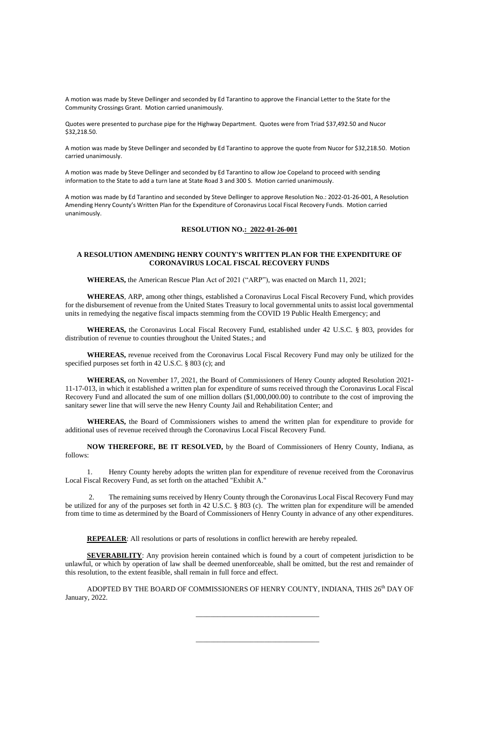A motion was made by Steve Dellinger and seconded by Ed Tarantino to approve the Financial Letter to the State for the Community Crossings Grant. Motion carried unanimously.

Quotes were presented to purchase pipe for the Highway Department. Quotes were from Triad $37,492.50 and Nucor $32,218.50.

A motion was made by Steve Dellinger and seconded by Ed Tarantino to approve the quote from Nucor for $32,218.50. Motion carried unanimously.

A motion was made by Steve Dellinger and seconded by Ed Tarantino to allow Joe Copeland to proceed with sending information to the State to add a turn lane at State Road 3 and 300 S. Motion carried unanimously.

A motion was made by Ed Tarantino and seconded by Steve Dellinger to approve Resolution No.: 2022-01-26-001, A Resolution Amending Henry County's Written Plan for the Expenditure of Coronavirus Local Fiscal Recovery Funds. Motion carried unanimously.

**RESOLUTION NO.: 2022-01-26-001**

**A RESOLUTION AMENDING HENRY COUNTY'S WRITTEN PLAN FOR THE EXPENDITURE OF CORONAVIRUS LOCAL FISCAL RECOVERY FUNDS**

**WHEREAS,** the American Rescue Plan Act of 2021 ("ARP"), was enacted on March 11, 2021;

**WHEREAS**, ARP, among other things, established a Coronavirus Local Fiscal Recovery Fund, which provides for the disbursement of revenue from the United States Treasury to local governmental units to assist local governmental units in remedying the negative fiscal impacts stemming from the COVID 19 Public Health Emergency; and

**WHEREAS,** the Coronavirus Local Fiscal Recovery Fund, established under 42 U.S.C. § 803, provides for distribution of revenue to counties throughout the United States.; and

**WHEREAS,** revenue received from the Coronavirus Local Fiscal Recovery Fund may only be utilized for the specified purposes set forth in 42 U.S.C. § 803 (c); and

**WHEREAS,** on November 17, 2021, the Board of Commissioners of Henry County adopted Resolution 2021-11-17-013, in which it established a written plan for expenditure of sums received through the Coronavirus Local Fiscal Recovery Fund and allocated the sum of one million dollars ($1,000,000.00) to contribute to the cost of improving the sanitary sewer line that will serve the new Henry County Jail and Rehabilitation Center; and

**WHEREAS,** the Board of Commissioners wishes to amend the written plan for expenditure to provide for additional uses of revenue received through the Coronavirus Local Fiscal Recovery Fund.

**NOW THEREFORE, BE IT RESOLVED,** by the Board of Commissioners of Henry County, Indiana, as follows:

1. Henry County hereby adopts the written plan for expenditure of revenue received from the Coronavirus Local Fiscal Recovery Fund, as set forth on the attached "Exhibit A."

2. The remaining sums received by Henry County through the Coronavirus Local Fiscal Recovery Fund may be utilized for any of the purposes set forth in 42 U.S.C. § 803 (c). The written plan for expenditure will be amended from time to time as determined by the Board of Commissioners of Henry County in advance of any other expenditures.

**REPEALER**: All resolutions or parts of resolutions in conflict herewith are hereby repealed.

**SEVERABILITY**: Any provision herein contained which is found by a court of competent jurisdiction to be unlawful, or which by operation of law shall be deemed unenforceable, shall be omitted, but the rest and remainder of this resolution, to the extent feasible, shall remain in full force and effect.

ADOPTED BY THE BOARD OF COMMISSIONERS OF HENRY COUNTY, INDIANA, THIS 26th DAY OF January, 2022.

\_\_\_\_\_\_\_\_\_\_\_\_\_\_\_\_\_\_\_\_\_\_\_\_\_\_\_\_\_\_\_\_\_\_

\_\_\_\_\_\_\_\_\_\_\_\_\_\_\_\_\_\_\_\_\_\_\_\_\_\_\_\_\_\_\_\_\_\_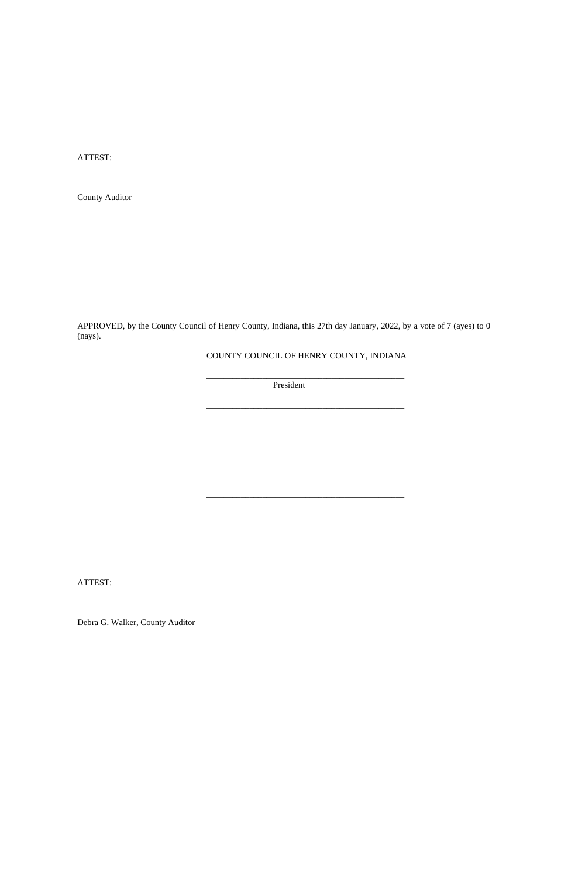\_\_\_\_\_\_\_\_\_\_\_\_\_\_\_\_\_\_\_\_\_\_\_\_\_\_\_\_\_\_\_\_

ATTEST:

\_\_\_\_\_\_\_\_\_\_\_\_\_\_\_\_\_\_\_\_\_\_\_\_\_\_\_\_
County Auditor

APPROVED, by the County Council of Henry County, Indiana, this 27th day January, 2022, by a vote of 7 (ayes) to 0 (nays).

COUNTY COUNCIL OF HENRY COUNTY, INDIANA

\_\_\_\_\_\_\_\_\_\_\_\_\_\_\_\_\_\_\_\_\_\_\_\_\_\_\_\_\_\_\_\_\_\_\_\_\_\_\_\_\_\_\_\_
President

\_\_\_\_\_\_\_\_\_\_\_\_\_\_\_\_\_\_\_\_\_\_\_\_\_\_\_\_\_\_\_\_\_\_\_\_\_\_\_\_\_\_\_\_

\_\_\_\_\_\_\_\_\_\_\_\_\_\_\_\_\_\_\_\_\_\_\_\_\_\_\_\_\_\_\_\_\_\_\_\_\_\_\_\_\_\_\_\_

\_\_\_\_\_\_\_\_\_\_\_\_\_\_\_\_\_\_\_\_\_\_\_\_\_\_\_\_\_\_\_\_\_\_\_\_\_\_\_\_\_\_\_\_

\_\_\_\_\_\_\_\_\_\_\_\_\_\_\_\_\_\_\_\_\_\_\_\_\_\_\_\_\_\_\_\_\_\_\_\_\_\_\_\_\_\_\_\_

\_\_\_\_\_\_\_\_\_\_\_\_\_\_\_\_\_\_\_\_\_\_\_\_\_\_\_\_\_\_\_\_\_\_\_\_\_\_\_\_\_\_\_\_

\_\_\_\_\_\_\_\_\_\_\_\_\_\_\_\_\_\_\_\_\_\_\_\_\_\_\_\_\_\_\_\_\_\_\_\_\_\_\_\_\_\_\_\_

ATTEST:

\_\_\_\_\_\_\_\_\_\_\_\_\_\_\_\_\_\_\_\_\_\_\_\_\_\_\_\_\_\_
Debra G. Walker, County Auditor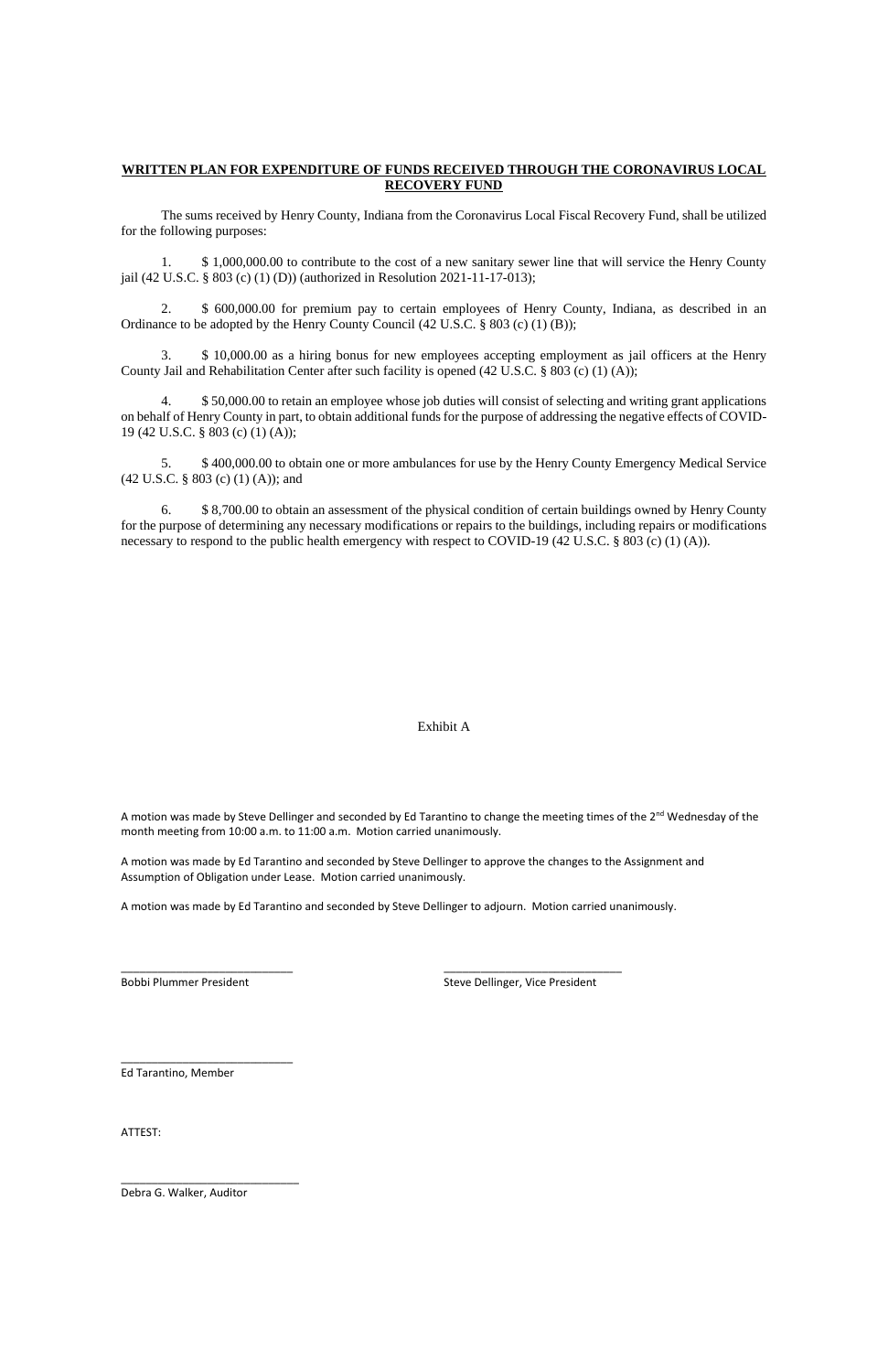**WRITTEN PLAN FOR EXPENDITURE OF FUNDS RECEIVED THROUGH THE CORONAVIRUS LOCAL RECOVERY FUND**

The sums received by Henry County, Indiana from the Coronavirus Local Fiscal Recovery Fund, shall be utilized for the following purposes:

1. $ 1,000,000.00 to contribute to the cost of a new sanitary sewer line that will service the Henry County jail (42 U.S.C. § 803 (c) (1) (D)) (authorized in Resolution 2021-11-17-013);

2. $ 600,000.00 for premium pay to certain employees of Henry County, Indiana, as described in an Ordinance to be adopted by the Henry County Council (42 U.S.C. § 803 (c) (1) (B));

3. $ 10,000.00 as a hiring bonus for new employees accepting employment as jail officers at the Henry County Jail and Rehabilitation Center after such facility is opened (42 U.S.C. § 803 (c) (1) (A));

4. $ 50,000.00 to retain an employee whose job duties will consist of selecting and writing grant applications on behalf of Henry County in part, to obtain additional funds for the purpose of addressing the negative effects of COVID-19 (42 U.S.C. § 803 (c) (1) (A));

5. $ 400,000.00 to obtain one or more ambulances for use by the Henry County Emergency Medical Service (42 U.S.C. § 803 (c) (1) (A)); and

6. $ 8,700.00 to obtain an assessment of the physical condition of certain buildings owned by Henry County for the purpose of determining any necessary modifications or repairs to the buildings, including repairs or modifications necessary to respond to the public health emergency with respect to COVID-19 (42 U.S.C. § 803 (c) (1) (A)).

Exhibit A

A motion was made by Steve Dellinger and seconded by Ed Tarantino to change the meeting times of the 2nd Wednesday of the month meeting from 10:00 a.m. to 11:00 a.m. Motion carried unanimously.

A motion was made by Ed Tarantino and seconded by Steve Dellinger to approve the changes to the Assignment and Assumption of Obligation under Lease. Motion carried unanimously.

A motion was made by Ed Tarantino and seconded by Steve Dellinger to adjourn. Motion carried unanimously.

\_\_\_\_\_\_\_\_\_\_\_\_\_\_\_\_\_\_\_\_\_\_\_\_\_\_\_\_
Bobbi Plummer President

\_\_\_\_\_\_\_\_\_\_\_\_\_\_\_\_\_\_\_\_\_\_\_\_\_\_\_\_
Steve Dellinger, Vice President

\_\_\_\_\_\_\_\_\_\_\_\_\_\_\_\_\_\_\_\_\_\_\_\_\_\_\_\_
Ed Tarantino, Member

ATTEST:

\_\_\_\_\_\_\_\_\_\_\_\_\_\_\_\_\_\_\_\_\_\_\_\_\_\_\_\_
Debra G. Walker, Auditor